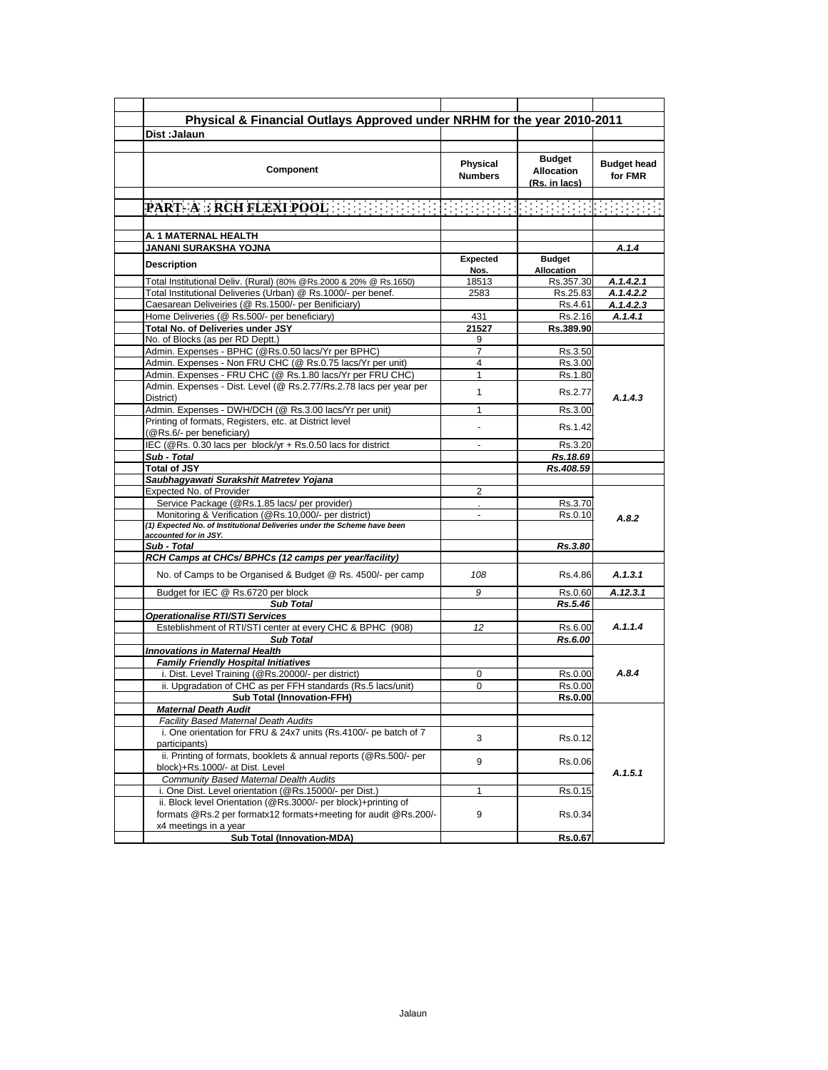## Physical & Financial Outlays Approved under NRHM for the year 2010-2011

**Dist :Jalaun**

| Component | Physical Numbers | Budget Allocation (Rs. in lacs) | Budget head for FMR |
|---|---|---|---|
| **PART- A : RCH FLEXI POOL** | | | |
| **A. 1 MATERNAL HEALTH** | | | |
| **JANANI SURAKSHA YOJNA** | | | *A.1.4* |
| **Description** | **Expected Nos.** | **Budget Allocation** | |
| Total Institutional Deliv. (Rural) (80% @Rs.2000 & 20% @ Rs.1650) | 18513 | Rs.357.30 | *A.1.4.2.1* |
| Total Institutional Deliveries (Urban) @ Rs.1000/- per benef. | 2583 | Rs.25.83 | *A.1.4.2.2* |
| Caesarean Deliveiries (@ Rs.1500/- per Benificiary) | | Rs.4.61 | *A.1.4.2.3* |
| Home Deliveries (@ Rs.500/- per beneficiary) | 431 | Rs.2.16 | *A.1.4.1* |
| **Total No. of Deliveries under JSY** | **21527** | **Rs.389.90** | |
| No. of Blocks (as per RD Deptt.) | 9 | | |
| Admin. Expenses - BPHC (@Rs.0.50 lacs/Yr per BPHC) | 7 | Rs.3.50 | *A.1.4.3* |
| Admin. Expenses - Non FRU CHC (@ Rs.0.75 lacs/Yr per unit) | 4 | Rs.3.00 | |
| Admin. Expenses - FRU CHC (@ Rs.1.80 lacs/Yr per FRU CHC) | 1 | Rs.1.80 | |
| Admin. Expenses - Dist. Level (@ Rs.2.77/Rs.2.78 lacs per year per District) | 1 | Rs.2.77 | |
| Admin. Expenses - DWH/DCH (@ Rs.3.00 lacs/Yr per unit) | 1 | Rs.3.00 | |
| Printing of formats, Registers, etc. at District level (@Rs.6/- per beneficiary) | - | Rs.1.42 | |
| IEC (@Rs. 0.30 lacs per block/yr + Rs.0.50 lacs for district | - | Rs.3.20 | |
| ***Sub - Total*** | | ***Rs.18.69*** | |
| **Total of JSY** | | ***Rs.408.59*** | |
| ***Saubhagyawati Surakshit Matretev Yojana*** | | | |
| Expected No. of Provider | 2 | | *A.8.2* |
| Service Package (@Rs.1.85 lacs/ per provider) | . | Rs.3.70 | |
| Monitoring & Verification (@Rs.10,000/- per district) | - | Rs.0.10 | |
| *(1) Expected No. of Institutional Deliveries under the Scheme have been accounted for in JSY.* | | | |
| ***Sub - Total*** | | ***Rs.3.80*** | |
| ***RCH Camps at CHCs/ BPHCs (12 camps per year/facility)*** | | | |
| No. of Camps to be Organised & Budget @ Rs. 4500/- per camp | *108* | Rs.4.86 | *A.1.3.1* |
| Budget for IEC @ Rs.6720 per block | *9* | Rs.0.60 | *A.12.3.1* |
| ***Sub Total*** | | ***Rs.5.46*** | |
| ***Operationalise RTI/STI Services*** | | | |
| Esteblishment of RTI/STI center at every CHC & BPHC (908) | *12* | Rs.6.00 | *A.1.1.4* |
| ***Sub Total*** | | ***Rs.6.00*** | |
| ***Innovations in Maternal Health*** | | | *A.8.4* |
| ***Family Friendly Hospital Initiatives*** | | | |
| i. Dist. Level Training (@Rs.20000/- per district) | 0 | Rs.0.00 | |
| ii. Upgradation of CHC as per FFH standards (Rs.5 lacs/unit) | 0 | Rs.0.00 | |
| **Sub Total (Innovation-FFH)** | | **Rs.0.00** | |
| ***Maternal Death Audit*** | | | *A.1.5.1* |
| *Facility Based Maternal Death Audits* | | | |
| i. One orientation for FRU & 24x7 units (Rs.4100/- pe batch of 7 participants) | 3 | Rs.0.12 | |
| ii. Printing of formats, booklets & annual reports (@Rs.500/- per block)+Rs.1000/- at Dist. Level | 9 | Rs.0.06 | |
| *Community Based Maternal Dealth Audits* | | | |
| i. One Dist. Level orientation (@Rs.15000/- per Dist.) | 1 | Rs.0.15 | |
| ii. Block level Orientation (@Rs.3000/- per block)+printing of formats @Rs.2 per formatx12 formats+meeting for audit @Rs.200/- x4 meetings in a year | 9 | Rs.0.34 | |
| **Sub Total (Innovation-MDA)** | | **Rs.0.67** | |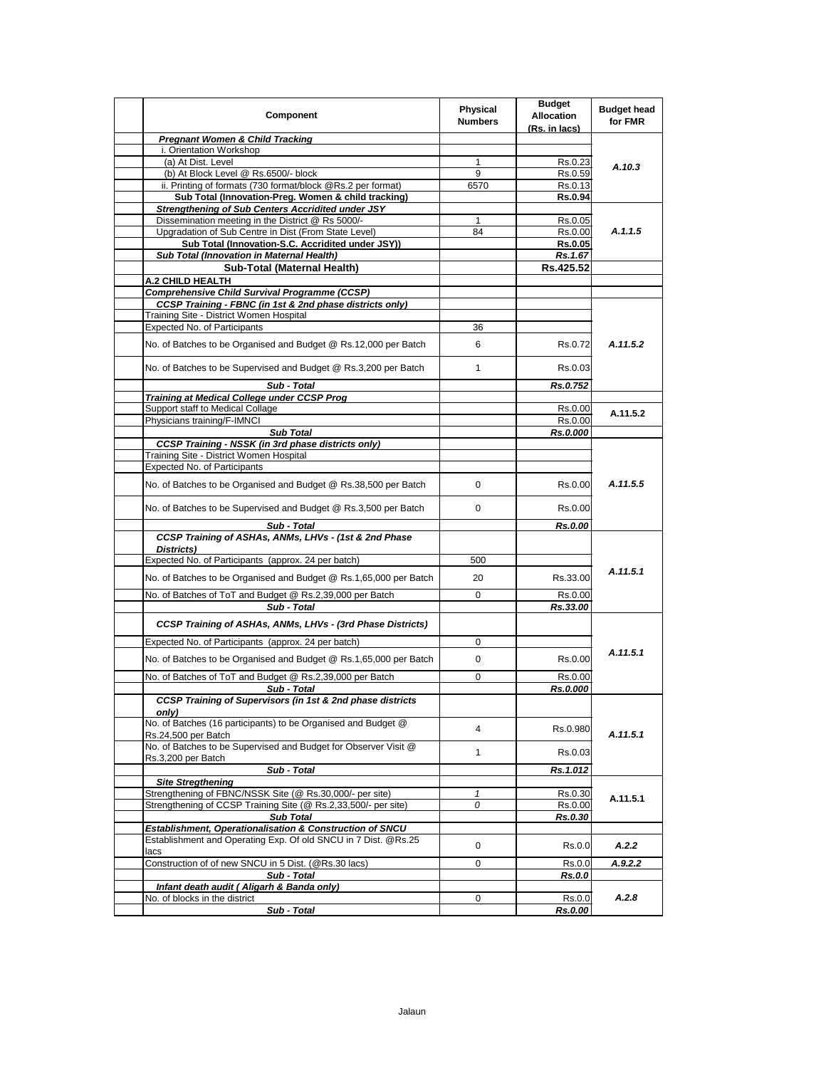| Component | Physical Numbers | Budget Allocation (Rs. in lacs) | Budget head for FMR |
|---|---|---|---|
| ***Pregnant Women & Child Tracking*** | | | |
| i. Orientation Workshop | | | A.10.3 |
| (a) At Dist. Level | 1 | Rs.0.23 | |
| (b) At Block Level @ Rs.6500/- block | 9 | Rs.0.59 | |
| ii. Printing of formats (730 format/block @Rs.2 per format) | 6570 | Rs.0.13 | |
| **Sub Total (Innovation-Preg. Women & child tracking)** | | **Rs.0.94** | |
| ***Strengthening of Sub Centers Accridited under JSY*** | | | A.1.1.5 |
| Dissemination meeting in the District @ Rs 5000/- | 1 | Rs.0.05 | |
| Upgradation of Sub Centre in Dist (From State Level) | 84 | Rs.0.00 | |
| **Sub Total (Innovation-S.C. Accridited under JSY))** | | **Rs.0.05** | |
| ***Sub Total (Innovation in Maternal Health)*** | | ***Rs.1.67*** | |
| **Sub-Total (Maternal Health)** | | **Rs.425.52** | |
| **A.2 CHILD HEALTH** | | | |
| ***Comprehensive Child Survival Programme (CCSP)*** | | | |
| ***CCSP Training - FBNC (in 1st & 2nd phase districts only)*** | | | A.11.5.2 |
| Training Site - District Women Hospital | | | |
| Expected No. of Participants | 36 | | |
| No. of Batches to be Organised and Budget @ Rs.12,000 per Batch | 6 | Rs.0.72 | |
| No. of Batches to be Supervised and Budget @ Rs.3,200 per Batch | 1 | Rs.0.03 | |
| ***Sub - Total*** | | ***Rs.0.752*** | |
| ***Training at Medical College under CCSP Prog*** | | | |
| Support staff to Medical Collage | | Rs.0.00 | A.11.5.2 |
| Physicians training/F-IMNCI | | Rs.0.00 | |
| ***Sub Total*** | | ***Rs.0.000*** | |
| ***CCSP Training - NSSK (in 3rd phase districts only)*** | | | A.11.5.5 |
| Training Site - District Women Hospital | | | |
| Expected No. of Participants | | | |
| No. of Batches to be Organised and Budget @ Rs.38,500 per Batch | 0 | Rs.0.00 | |
| No. of Batches to be Supervised and Budget @ Rs.3,500 per Batch | 0 | Rs.0.00 | |
| ***Sub - Total*** | | ***Rs.0.00*** | |
| ***CCSP Training of ASHAs, ANMs, LHVs - (1st & 2nd Phase Districts)*** | | | A.11.5.1 |
| Expected No. of Participants (approx. 24 per batch) | 500 | | |
| No. of Batches to be Organised and Budget @ Rs.1,65,000 per Batch | 20 | Rs.33.00 | |
| No. of Batches of ToT and Budget @ Rs.2,39,000 per Batch | 0 | Rs.0.00 | |
| ***Sub - Total*** | | ***Rs.33.00*** | |
| ***CCSP Training of ASHAs, ANMs, LHVs - (3rd Phase Districts)*** | | | A.11.5.1 |
| Expected No. of Participants (approx. 24 per batch) | 0 | | |
| No. of Batches to be Organised and Budget @ Rs.1,65,000 per Batch | 0 | Rs.0.00 | |
| No. of Batches of ToT and Budget @ Rs.2,39,000 per Batch | 0 | Rs.0.00 | |
| ***Sub - Total*** | | ***Rs.0.000*** | |
| ***CCSP Training of Supervisors (in 1st & 2nd phase districts only)*** | | | A.11.5.1 |
| No. of Batches (16 participants) to be Organised and Budget @ Rs.24,500 per Batch | 4 | Rs.0.980 | |
| No. of Batches to be Supervised and Budget for Observer Visit @ Rs.3,200 per Batch | 1 | Rs.0.03 | |
| ***Sub - Total*** | | ***Rs.1.012*** | |
| ***Site Stregthening*** | | | A.11.5.1 |
| Strengthening of FBNC/NSSK Site (@ Rs.30,000/- per site) | *1* | Rs.0.30 | |
| Strengthening of CCSP Training Site (@ Rs.2,33,500/- per site) | *0* | Rs.0.00 | |
| ***Sub Total*** | | ***Rs.0.30*** | |
| ***Establishment, Operationalisation & Construction of SNCU*** | | | |
| Establishment and Operating Exp. Of old SNCU in 7 Dist. @Rs.25 lacs | 0 | Rs.0.0 | A.2.2 |
| Construction of of new SNCU in 5 Dist. (@Rs.30 lacs) | 0 | Rs.0.0 | A.9.2.2 |
| ***Sub - Total*** | | ***Rs.0.0*** | |
| ***Infant death audit ( Aligarh & Banda only)*** | | | A.2.8 |
| No. of blocks in the district | 0 | Rs.0.0 | |
| ***Sub - Total*** | | ***Rs.0.00*** | |

Jalaun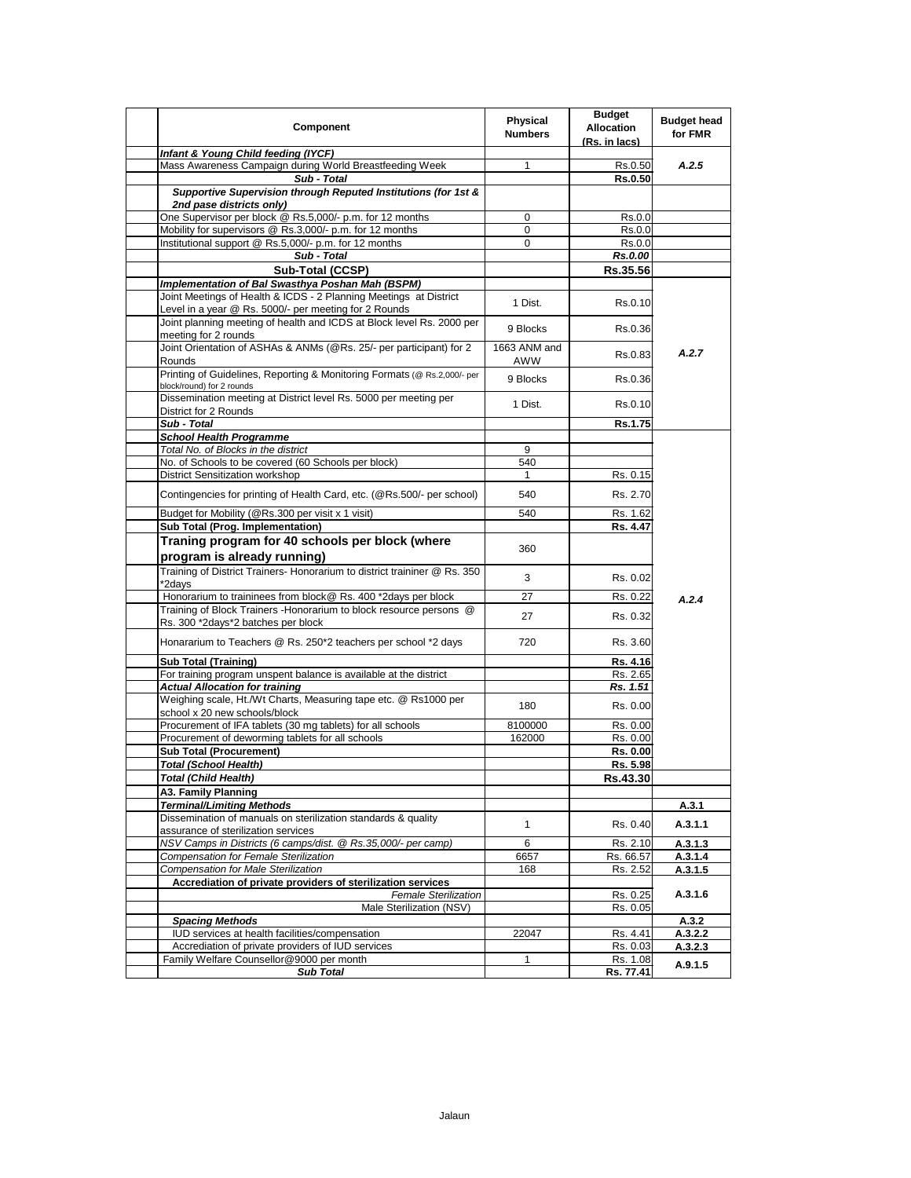| Component | Physical Numbers | Budget Allocation (Rs. in lacs) | Budget head for FMR |
|---|---|---|---|
| ***Infant & Young Child feeding (IYCF)*** | | | |
| Mass Awareness Campaign during World Breastfeeding Week | 1 | Rs.0.50 | *A.2.5* |
| ***Sub - Total*** | | **Rs.0.50** | |
| ***Supportive Supervision through Reputed Institutions (for 1st & 2nd pase districts only)*** | | | |
| One Supervisor per block @ Rs.5,000/- p.m. for 12 months | 0 | Rs.0.0 | |
| Mobility for supervisors @ Rs.3,000/- p.m. for 12 months | 0 | Rs.0.0 | |
| Institutional support @ Rs.5,000/- p.m. for 12 months | 0 | Rs.0.0 | |
| ***Sub - Total*** | | ***Rs.0.00*** | |
| **Sub-Total (CCSP)** | | **Rs.35.56** | |
| ***Implementation of Bal Swasthya Poshan Mah (BSPM)*** | | | |
| Joint Meetings of Health & ICDS - 2 Planning Meetings at District Level in a year @ Rs. 5000/- per meeting for 2 Rounds | 1 Dist. | Rs.0.10 | *A.2.7* |
| Joint planning meeting of health and ICDS at Block level Rs. 2000 per meeting for 2 rounds | 9 Blocks | Rs.0.36 | |
| Joint Orientation of ASHAs & ANMs (@Rs. 25/- per participant) for 2 Rounds | 1663 ANM and AWW | Rs.0.83 | |
| Printing of Guidelines, Reporting & Monitoring Formats (@ Rs.2,000/- per block/round) for 2 rounds | 9 Blocks | Rs.0.36 | |
| Dissemination meeting at District level Rs. 5000 per meeting per District for 2 Rounds | 1 Dist. | Rs.0.10 | |
| ***Sub - Total*** | | **Rs.1.75** | |
| ***School Health Programme*** | | | *A.2.4* |
| *Total No. of Blocks in the district* | 9 | | |
| No. of Schools to be covered (60 Schools per block) | 540 | | |
| District Sensitization workshop | 1 | Rs. 0.15 | |
| Contingencies for printing of Health Card, etc. (@Rs.500/- per school) | 540 | Rs. 2.70 | |
| Budget for Mobility (@Rs.300 per visit x 1 visit) | 540 | Rs. 1.62 | |
| **Sub Total (Prog. Implementation)** | | **Rs. 4.47** | |
| **Traning program for 40 schools per block (where program is already running)** | 360 | | |
| Training of District Trainers- Honorarium to district traininer @ Rs. 350 *2days | 3 | Rs. 0.02 | |
| Honorarium to traininees from block@ Rs. 400 *2days per block | 27 | Rs. 0.22 | |
| Training of Block Trainers -Honorarium to block resource persons @ Rs. 300 *2days*2 batches per block | 27 | Rs. 0.32 | |
| Honararium to Teachers @ Rs. 250*2 teachers per school *2 days | 720 | Rs. 3.60 | |
| **Sub Total (Training)** | | **Rs. 4.16** | |
| For training program unspent balance is available at the district | | Rs. 2.65 | |
| ***Actual Allocation for training*** | | ***Rs. 1.51*** | |
| Weighing scale, Ht./Wt Charts, Measuring tape etc. @ Rs1000 per school x 20 new schools/block | 180 | Rs. 0.00 | |
| Procurement of IFA tablets (30 mg tablets) for all schools | 8100000 | Rs. 0.00 | |
| Procurement of deworming tablets for all schools | 162000 | Rs. 0.00 | |
| **Sub Total (Procurement)** | | **Rs. 0.00** | |
| ***Total (School Health)*** | | **Rs. 5.98** | |
| ***Total (Child Health)*** | | **Rs.43.30** | |
| **A3. Family Planning** | | | |
| ***Terminal/Limiting Methods*** | | | **A.3.1** |
| Dissemination of manuals on sterilization standards & quality assurance of sterilization services | 1 | Rs. 0.40 | **A.3.1.1** |
| *NSV Camps in Districts (6 camps/dist. @ Rs.35,000/- per camp)* | 6 | Rs. 2.10 | **A.3.1.3** |
| *Compensation for Female Sterilization* | 6657 | Rs. 66.57 | **A.3.1.4** |
| *Compensation for Male Sterilization* | 168 | Rs. 2.52 | **A.3.1.5** |
| **Accrediation of private providers of sterilization services** | | | **A.3.1.6** |
| *Female Sterilization* | | Rs. 0.25 | |
| Male Sterilization (NSV) | | Rs. 0.05 | |
| ***Spacing Methods*** | | | **A.3.2** |
| IUD services at health facilities/compensation | 22047 | Rs. 4.41 | **A.3.2.2** |
| Accrediation of private providers of IUD services | | Rs. 0.03 | **A.3.2.3** |
| Family Welfare Counsellor@9000 per month | 1 | Rs. 1.08 | **A.9.1.5** |
| ***Sub Total*** | | **Rs. 77.41** | |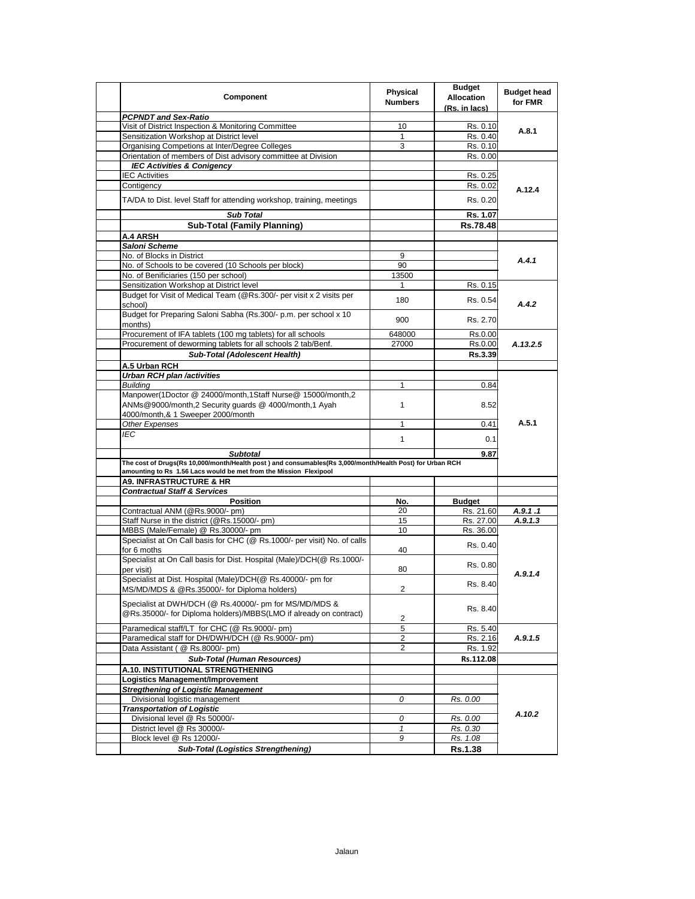| Component | Physical Numbers | Budget Allocation (Rs. in lacs) | Budget head for FMR |
|---|---|---|---|
| ***PCPNDT and Sex-Ratio*** | | | |
| Visit of District Inspection & Monitoring Committee | 10 | Rs. 0.10 | A.8.1 |
| Sensitization Workshop at District level | 1 | Rs. 0.40 | |
| Organising Competions at Inter/Degree Colleges | 3 | Rs. 0.10 | |
| Orientation of members of Dist advisory committee at Division | | Rs. 0.00 | |
| ***IEC Activities & Conigency*** | | | A.12.4 |
| IEC Activities | | Rs. 0.25 | |
| Contigency | | Rs. 0.02 | |
| TA/DA to Dist. level Staff for attending workshop, training, meetings | | Rs. 0.20 | |
| ***Sub Total*** | | **Rs. 1.07** | |
| **Sub-Total (Family Planning)** | | **Rs.78.48** | |
| **A.4 ARSH** | | | |
| ***Saloni Scheme*** | | | |
| No. of Blocks in District | 9 | | *A.4.1* |
| No. of Schools to be covered (10 Schools per block) | 90 | | |
| No. of Benificiaries (150 per school) | 13500 | | |
| Sensitization Workshop at District level | 1 | Rs. 0.15 | *A.4.2* |
| Budget for Visit of Medical Team (@Rs.300/- per visit x 2 visits per school) | 180 | Rs. 0.54 | |
| Budget for Preparing Saloni Sabha (Rs.300/- p.m. per school x 10 months) | 900 | Rs. 2.70 | |
| Procurement of IFA tablets (100 mg tablets) for all schools | 648000 | Rs.0.00 | *A.13.2.5* |
| Procurement of deworming tablets for all schools 2 tab/Benf. | 27000 | Rs.0.00 | |
| ***Sub-Total (Adolescent Health)*** | | **Rs.3.39** | |
| **A.5 Urban RCH** | | | |
| ***Urban RCH plan /activities*** | | | A.5.1 |
| *Building* | 1 | 0.84 | |
| Manpower(1Doctor @ 24000/month,1Staff Nurse@ 15000/month,2 ANMs@9000/month,2 Security guards @ 4000/month,1 Ayah 4000/month,& 1 Sweeper 2000/month | 1 | 8.52 | |
| *Other Expenses* | 1 | 0.41 | |
| *IEC* | 1 | 0.1 | |
| ***Subtotal*** | | **9.87** | |
| **The cost of Drugs(Rs 10,000/month/Health post ) and consumables(Rs 3,000/month/Health Post) for Urban RCH amounting to Rs 1.56 Lacs would be met from the Mission Flexipool** | | | |
| **A9. INFRASTRUCTURE & HR** | | | |
| ***Contractual Staff & Services*** | | | |
| **Position** | **No.** | **Budget** | |
| Contractual ANM (@Rs.9000/- pm) | 20 | Rs. 21.60 | *A.9.1 .1* |
| Staff Nurse in the district (@Rs.15000/- pm) | 15 | Rs. 27.00 | *A.9.1.3* |
| MBBS (Male/Female) @ Rs.30000/- pm | 10 | Rs. 36.00 | *A.9.1.4* |
| Specialist at On Call basis for CHC (@ Rs.1000/- per visit) No. of calls for 6 moths | 40 | Rs. 0.40 | |
| Specialist at On Call basis for Dist. Hospital (Male)/DCH(@ Rs.1000/- per visit) | 80 | Rs. 0.80 | |
| Specialist at Dist. Hospital (Male)/DCH(@ Rs.40000/- pm for MS/MD/MDS & @Rs.35000/- for Diploma holders) | 2 | Rs. 8.40 | |
| Specialist at DWH/DCH (@ Rs.40000/- pm for MS/MD/MDS & @Rs.35000/- for Diploma holders)/MBBS(LMO if already on contract) | 2 | Rs. 8.40 | |
| Paramedical staff/LT for CHC (@ Rs.9000/- pm) | 5 | Rs. 5.40 | *A.9.1.5* |
| Paramedical staff for DH/DWH/DCH (@ Rs.9000/- pm) | 2 | Rs. 2.16 | |
| Data Assistant ( @ Rs.8000/- pm) | 2 | Rs. 1.92 | |
| ***Sub-Total (Human Resources)*** | | **Rs.112.08** | |
| **A.10. INSTITUTIONAL STRENGTHENING** | | | |
| **Logistics Management/Improvement** | | | *A.10.2* |
| ***Stregthening of Logistic Management*** | | | |
| Divisional logistic management | *0* | *Rs. 0.00* | |
| ***Transportation of Logistic*** | | | |
| Divisional level @ Rs 50000/- | *0* | *Rs. 0.00* | |
| District level @ Rs 30000/- | *1* | *Rs. 0.30* | |
| Block level @ Rs 12000/- | *9* | *Rs. 1.08* | |
| ***Sub-Total (Logistics Strengthening)*** | | **Rs.1.38** | |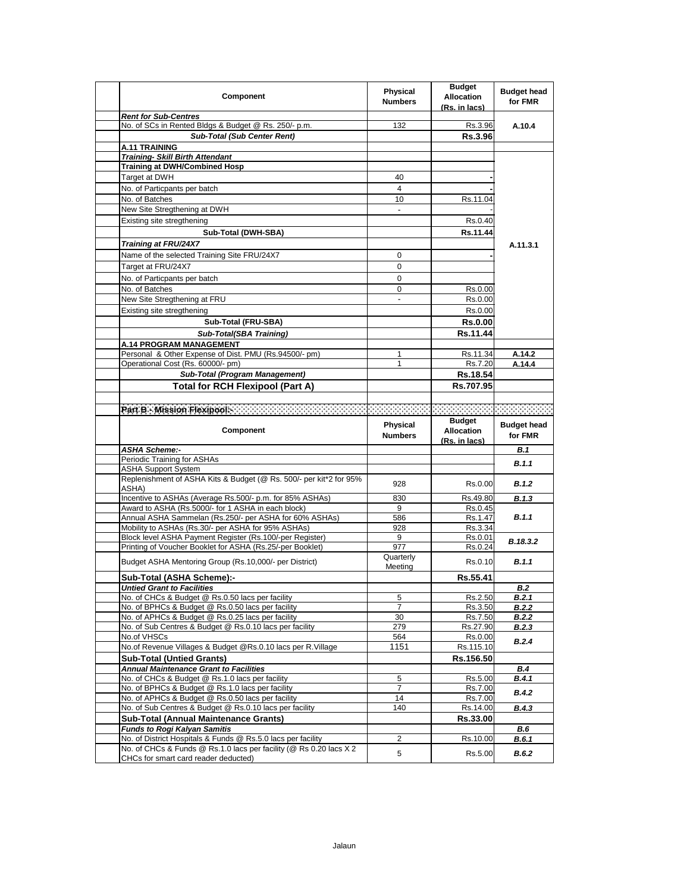| Component | Physical Numbers | Budget Allocation (Rs. in lacs) | Budget head for FMR |
|---|---|---|---|
| ***Rent for Sub-Centres*** | | | |
| No. of SCs in Rented Bldgs & Budget @ Rs. 250/- p.m. | 132 | Rs.3.96 | A.10.4 |
| ***Sub-Total (Sub Center Rent)*** | | **Rs.3.96** | |
| **A.11 TRAINING** | | | |
| ***Training- Skill Birth Attendant*** | | | A.11.3.1 |
| ***Training at DWH/Combined Hosp*** | | | |
| Target at DWH | 40 | - | |
| No. of Particpants per batch | 4 | - | |
| No. of Batches | 10 | Rs.11.04 | |
| New Site Stregthening at DWH | - | - | |
| Existing site stregthening | | Rs.0.40 | |
| **Sub-Total (DWH-SBA)** | | **Rs.11.44** | |
| ***Training at FRU/24X7*** | | | |
| Name of the selected Training Site FRU/24X7 | 0 | - | |
| Target at FRU/24X7 | 0 | | |
| No. of Particpants per batch | 0 | | |
| No. of Batches | 0 | Rs.0.00 | |
| New Site Stregthening at FRU | - | Rs.0.00 | |
| Existing site stregthening | | Rs.0.00 | |
| **Sub-Total (FRU-SBA)** | | **Rs.0.00** | |
| ***Sub-Total(SBA Training)*** | | **Rs.11.44** | |
| **A.14 PROGRAM MANAGEMENT** | | | |
| Personal & Other Expense of Dist. PMU (Rs.94500/- pm) | 1 | Rs.11.34 | A.14.2 |
| Operational Cost (Rs. 60000/- pm) | 1 | Rs.7.20 | A.14.4 |
| ***Sub-Total (Program Management)*** | | **Rs.18.54** | |
| **Total for RCH Flexipool (Part A)** | | **Rs.707.95** | |

**Part B - Mission Flexipool:-**

| Component | Physical Numbers | Budget Allocation (Rs. in lacs) | Budget head for FMR |
|---|---|---|---|
| ***ASHA Scheme:-*** | | | ***B.1*** |
| Periodic Training for ASHAs | | | ***B.1.1*** |
| ASHA Support System | | | |
| Replenishment of ASHA Kits & Budget (@ Rs. 500/- per kit*2 for 95% ASHA) | 928 | Rs.0.00 | ***B.1.2*** |
| Incentive to ASHAs (Average Rs.500/- p.m. for 85% ASHAs) | 830 | Rs.49.80 | ***B.1.3*** |
| Award to ASHA (Rs.5000/- for 1 ASHA in each block) | 9 | Rs.0.45 | ***B.1.1*** |
| Annual ASHA Sammelan (Rs.250/- per ASHA for 60% ASHAs) | 586 | Rs.1.47 | |
| Mobility to ASHAs (Rs.30/- per ASHA for 95% ASHAs) | 928 | Rs.3.34 | |
| Block level ASHA Payment Register (Rs.100/-per Register) | 9 | Rs.0.01 | ***B.18.3.2*** |
| Printing of Voucher Booklet for ASHA (Rs.25/-per Booklet) | 977 | Rs.0.24 | |
| Budget ASHA Mentoring Group (Rs.10,000/- per District) | Quarterly Meeting | Rs.0.10 | ***B.1.1*** |
| **Sub-Total (ASHA Scheme):-** | | **Rs.55.41** | |
| ***Untied Grant to Facilities*** | | | ***B.2*** |
| No. of CHCs & Budget @ Rs.0.50 lacs per facility | 5 | Rs.2.50 | ***B.2.1*** |
| No. of BPHCs & Budget @ Rs.0.50 lacs per facility | 7 | Rs.3.50 | ***B.2.2*** |
| No. of APHCs & Budget @ Rs.0.25 lacs per facility | 30 | Rs.7.50 | ***B.2.2*** |
| No. of Sub Centres & Budget @ Rs.0.10 lacs per facility | 279 | Rs.27.90 | ***B.2.3*** |
| No.of VHSCs | 564 | Rs.0.00 | ***B.2.4*** |
| No.of Revenue Villages & Budget @Rs.0.10 lacs per R.Village | 1151 | Rs.115.10 | |
| **Sub-Total (Untied Grants)** | | **Rs.156.50** | |
| ***Annual Maintenance Grant to Facilities*** | | | ***B.4*** |
| No. of CHCs & Budget @ Rs.1.0 lacs per facility | 5 | Rs.5.00 | ***B.4.1*** |
| No. of BPHCs & Budget @ Rs.1.0 lacs per facility | 7 | Rs.7.00 | ***B.4.2*** |
| No. of APHCs & Budget @ Rs.0.50 lacs per facility | 14 | Rs.7.00 | |
| No. of Sub Centres & Budget @ Rs.0.10 lacs per facility | 140 | Rs.14.00 | ***B.4.3*** |
| **Sub-Total (Annual Maintenance Grants)** | | **Rs.33.00** | |
| ***Funds to Rogi Kalyan Samitis*** | | | ***B.6*** |
| No. of District Hospitals & Funds @ Rs.5.0 lacs per facility | 2 | Rs.10.00 | ***B.6.1*** |
| No. of CHCs & Funds @ Rs.1.0 lacs per facility (@ Rs 0.20 lacs X 2 CHCs for smart card reader deducted) | 5 | Rs.5.00 | ***B.6.2*** |

Jalaun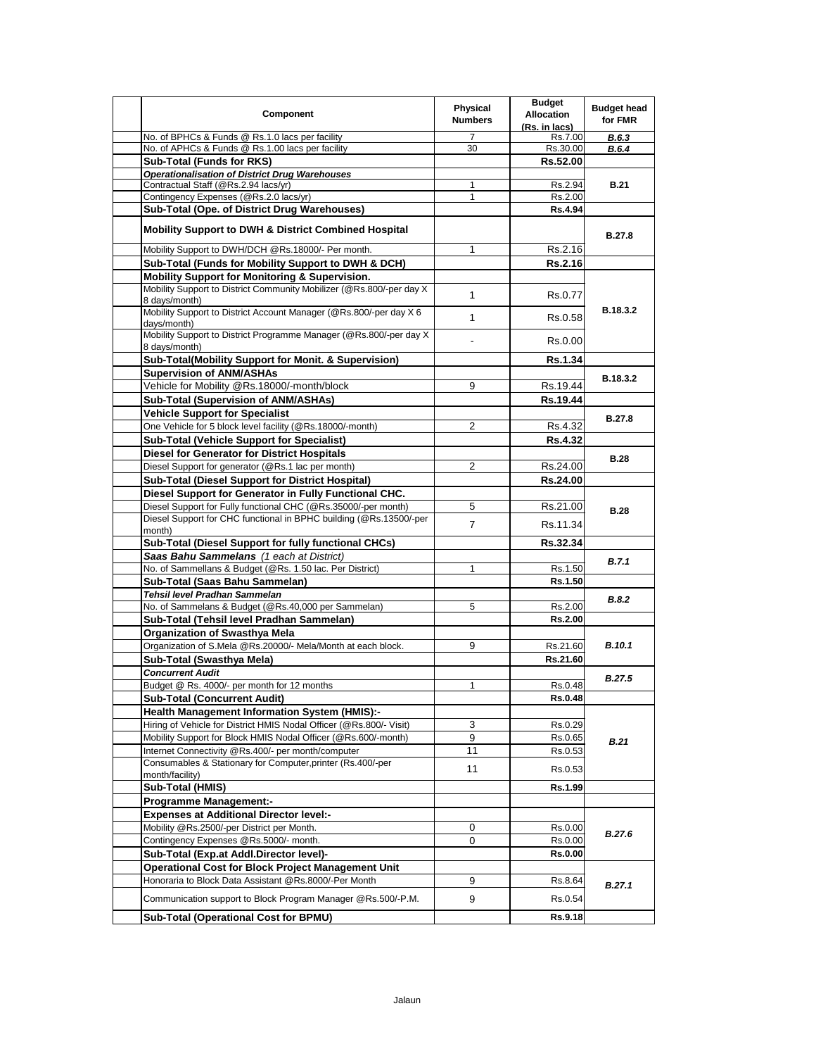| Component | Physical Numbers | Budget Allocation (Rs. in lacs) | Budget head for FMR |
|---|---|---|---|
| No. of BPHCs & Funds @ Rs.1.0 lacs per facility | 7 | Rs.7.00 | *B.6.3* |
| No. of APHCs & Funds @ Rs.1.00 lacs per facility | 30 | Rs.30.00 | *B.6.4* |
| **Sub-Total (Funds for RKS)** | | **Rs.52.00** | |
| ***Operationalisation of District Drug Warehouses*** | | | |
| Contractual Staff (@Rs.2.94 lacs/yr) | 1 | Rs.2.94 | **B.21** |
| Contingency Expenses (@Rs.2.0 lacs/yr) | 1 | Rs.2.00 | |
| **Sub-Total (Ope. of District Drug Warehouses)** | | **Rs.4.94** | |
| **Mobility Support to DWH & District Combined Hospital** | | | **B.27.8** |
| Mobility Support to DWH/DCH @Rs.18000/- Per month. | 1 | Rs.2.16 | |
| **Sub-Total (Funds for Mobility Support to DWH & DCH)** | | **Rs.2.16** | |
| **Mobility Support for Monitoring & Supervision.** | | | |
| Mobility Support to District Community Mobilizer (@Rs.800/-per day X 8 days/month) | 1 | Rs.0.77 | **B.18.3.2** |
| Mobility Support to District Account Manager (@Rs.800/-per day X 6 days/month) | 1 | Rs.0.58 | |
| Mobility Support to District Programme Manager (@Rs.800/-per day X 8 days/month) | - | Rs.0.00 | |
| **Sub-Total(Mobility Support for Monit. & Supervision)** | | **Rs.1.34** | |
| **Supervision of ANM/ASHAs** | | | **B.18.3.2** |
| Vehicle for Mobility @Rs.18000/-month/block | 9 | Rs.19.44 | |
| **Sub-Total (Supervision of ANM/ASHAs)** | | **Rs.19.44** | |
| **Vehicle Support for Specialist** | | | **B.27.8** |
| One Vehicle for 5 block level facility (@Rs.18000/-month) | 2 | Rs.4.32 | |
| **Sub-Total (Vehicle Support for Specialist)** | | **Rs.4.32** | |
| **Diesel for Generator for District Hospitals** | | | **B.28** |
| Diesel Support for generator (@Rs.1 lac per month) | 2 | Rs.24.00 | |
| **Sub-Total (Diesel Support for District Hospital)** | | **Rs.24.00** | |
| **Diesel Support for Generator in Fully Functional CHC.** | | | |
| Diesel Support for Fully functional CHC (@Rs.35000/-per month) | 5 | Rs.21.00 | **B.28** |
| Diesel Support for CHC functional in BPHC building (@Rs.13500/-per month) | 7 | Rs.11.34 | |
| **Sub-Total (Diesel Support for fully functional CHCs)** | | **Rs.32.34** | |
| ***Saas Bahu Sammelans** (1 each at District)* | | | *B.7.1* |
| No. of Sammellans & Budget (@Rs. 1.50 lac. Per District) | 1 | Rs.1.50 | |
| **Sub-Total (Saas Bahu Sammelan)** | | **Rs.1.50** | |
| ***Tehsil level Pradhan Sammelan*** | | | *B.8.2* |
| No. of Sammelans & Budget (@Rs.40,000 per Sammelan) | 5 | Rs.2.00 | |
| **Sub-Total (Tehsil level Pradhan Sammelan)** | | **Rs.2.00** | |
| **Organization of Swasthya Mela** | | | |
| Organization of S.Mela @Rs.20000/- Mela/Month at each block. | 9 | Rs.21.60 | *B.10.1* |
| **Sub-Total (Swasthya Mela)** | | **Rs.21.60** | |
| ***Concurrent Audit*** | | | *B.27.5* |
| Budget @ Rs. 4000/- per month for 12 months | 1 | Rs.0.48 | |
| **Sub-Total (Concurrent Audit)** | | **Rs.0.48** | |
| **Health Management Information System (HMIS):-** | | | |
| Hiring of Vehicle for District HMIS Nodal Officer (@Rs.800/- Visit) | 3 | Rs.0.29 | *B.21* |
| Mobility Support for Block HMIS Nodal Officer (@Rs.600/-month) | 9 | Rs.0.65 | |
| Internet Connectivity @Rs.400/- per month/computer | 11 | Rs.0.53 | |
| Consumables & Stationary for Computer,printer (Rs.400/-per month/facility) | 11 | Rs.0.53 | |
| **Sub-Total (HMIS)** | | **Rs.1.99** | |
| **Programme Management:-** | | | |
| **Expenses at Additional Director level:-** | | | |
| Mobility @Rs.2500/-per District per Month. | 0 | Rs.0.00 | *B.27.6* |
| Contingency Expenses @Rs.5000/- month. | 0 | Rs.0.00 | |
| **Sub-Total (Exp.at Addl.Director level)-** | | **Rs.0.00** | |
| **Operational Cost for Block Project Management Unit** | | | |
| Honoraria to Block Data Assistant @Rs.8000/-Per Month | 9 | Rs.8.64 | *B.27.1* |
| Communication support to Block Program Manager @Rs.500/-P.M. | 9 | Rs.0.54 | |
| **Sub-Total (Operational Cost for BPMU)** | | **Rs.9.18** | |

Jalaun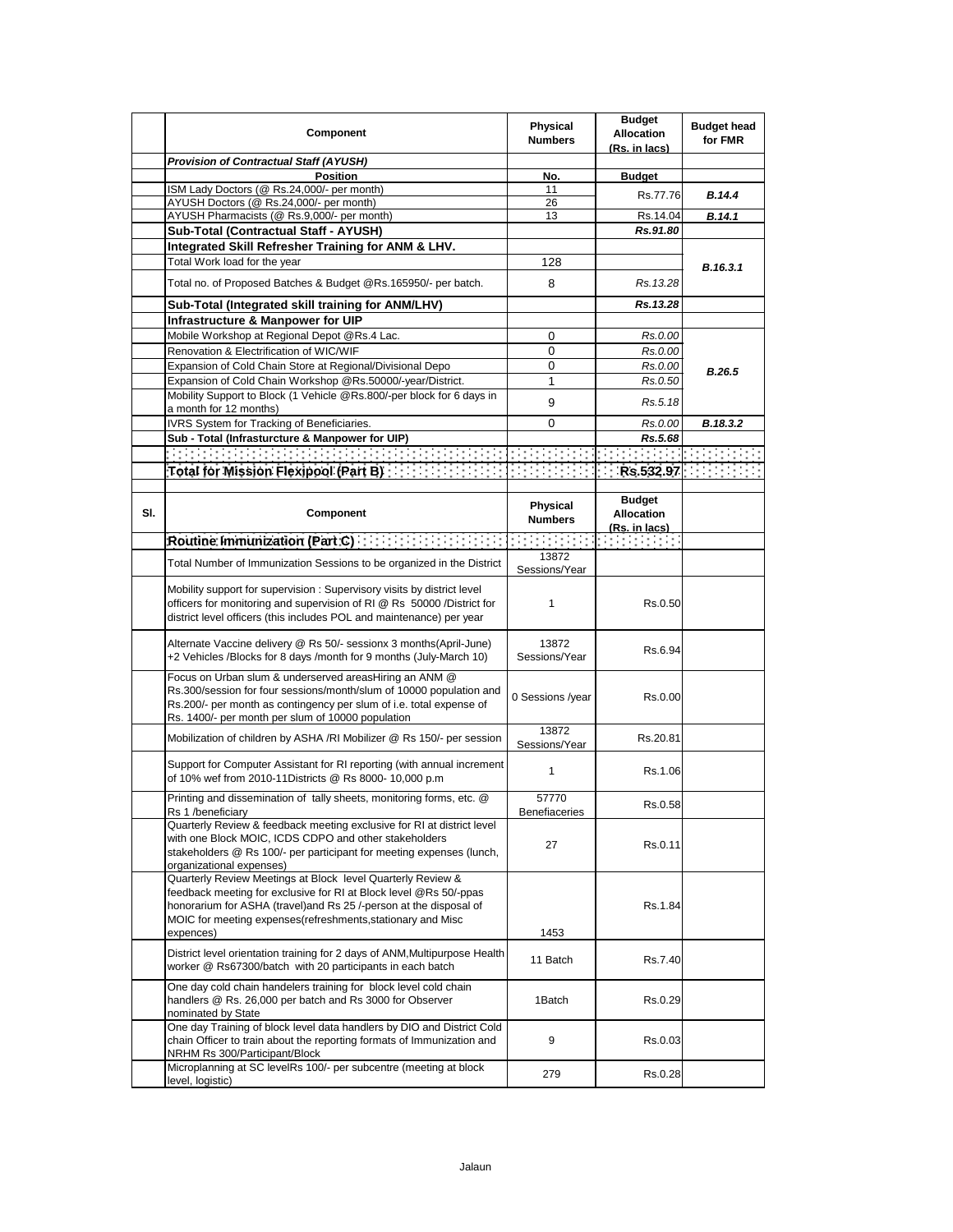|  | Component | Physical Numbers | Budget Allocation (Rs. in lacs) | Budget head for FMR |
|---|---|---|---|---|
|  | ***Provision of Contractual Staff (AYUSH)*** |  |  |  |
|  | **Position** | **No.** | **Budget** |  |
|  | ISM Lady Doctors (@ Rs.24,000/- per month) | 11 | Rs.77.76 | ***B.14.4*** |
|  | AYUSH Doctors (@ Rs.24,000/- per month) | 26 |  |  |
|  | AYUSH Pharmacists (@ Rs.9,000/- per month) | 13 | Rs.14.04 | ***B.14.1*** |
|  | **Sub-Total (Contractual Staff - AYUSH)** |  | ***Rs.91.80*** |  |
|  | **Integrated Skill Refresher Training for ANM & LHV.** |  |  | ***B.16.3.1*** |
|  | Total Work load for the year | 128 |  |  |
|  | Total no. of Proposed Batches & Budget @Rs.165950/- per batch. | 8 | *Rs.13.28* |  |
|  | **Sub-Total (Integrated skill training for ANM/LHV)** |  | ***Rs.13.28*** |  |
|  | **Infrastructure & Manpower for UIP** |  |  |  |
|  | Mobile Workshop at Regional Depot @Rs.4 Lac. | 0 | *Rs.0.00* | ***B.26.5*** |
|  | Renovation & Electrification of WIC/WIF | 0 | *Rs.0.00* |  |
|  | Expansion of Cold Chain Store at Regional/Divisional Depo | 0 | *Rs.0.00* |  |
|  | Expansion of Cold Chain Workshop @Rs.50000/-year/District. | 1 | *Rs.0.50* |  |
|  | Mobility Support to Block (1 Vehicle @Rs.800/-per block for 6 days in a month for 12 months) | 9 | *Rs.5.18* |  |
|  | IVRS System for Tracking of Beneficiaries. | 0 | *Rs.0.00* | ***B.18.3.2*** |
|  | **Sub - Total (Infrasturcture & Manpower for UIP)** |  | ***Rs.5.68*** |  |
|  |  |  |  |  |
|  | **Total for Mission Flexipool (Part B)** |  | **Rs.532.97** |  |

| Sl. | Component | Physical Numbers | Budget Allocation (Rs. in lacs) |  |
|---|---|---|---|---|
|  | **Routine Immunization (Part C)** |  |  |  |
|  | Total Number of Immunization Sessions to be organized in the District | 13872 Sessions/Year |  |  |
|  | Mobility support for supervision : Supervisory visits by district level officers for monitoring and supervision of RI @ Rs 50000 /District for district level officers (this includes POL and maintenance) per year | 1 | Rs.0.50 |  |
|  | Alternate Vaccine delivery @ Rs 50/- sessionx 3 months(April-June) +2 Vehicles /Blocks for 8 days /month for 9 months (July-March 10) | 13872 Sessions/Year | Rs.6.94 |  |
|  | Focus on Urban slum & underserved areasHiring an ANM @ Rs.300/session for four sessions/month/slum of 10000 population and Rs.200/- per month as contingency per slum of i.e. total expense of Rs. 1400/- per month per slum of 10000 population | 0 Sessions /year | Rs.0.00 |  |
|  | Mobilization of children by ASHA /RI Mobilizer @ Rs 150/- per session | 13872 Sessions/Year | Rs.20.81 |  |
|  | Support for Computer Assistant for RI reporting (with annual increment of 10% wef from 2010-11Districts @ Rs 8000- 10,000 p.m | 1 | Rs.1.06 |  |
|  | Printing and dissemination of tally sheets, monitoring forms, etc. @ Rs 1 /beneficiary | 57770 Benefiaceries | Rs.0.58 |  |
|  | Quarterly Review & feedback meeting exclusive for RI at district level with one Block MOIC, ICDS CDPO and other stakeholders stakeholders @ Rs 100/- per participant for meeting expenses (lunch, organizational expenses) | 27 | Rs.0.11 |  |
|  | Quarterly Review Meetings at Block level Quarterly Review & feedback meeting for exclusive for RI at Block level @Rs 50/-ppas honorarium for ASHA (travel)and Rs 25 /-person at the disposal of MOIC for meeting expenses(refreshments,stationary and Misc expences) | 1453 | Rs.1.84 |  |
|  | District level orientation training for 2 days of ANM,Multipurpose Health worker @ Rs67300/batch with 20 participants in each batch | 11 Batch | Rs.7.40 |  |
|  | One day cold chain handelers training for block level cold chain handlers @ Rs. 26,000 per batch and Rs 3000 for Observer nominated by State | 1Batch | Rs.0.29 |  |
|  | One day Training of block level data handlers by DIO and District Cold chain Officer to train about the reporting formats of Immunization and NRHM Rs 300/Participant/Block | 9 | Rs.0.03 |  |
|  | Microplanning at SC levelRs 100/- per subcentre (meeting at block level, logistic) | 279 | Rs.0.28 |  |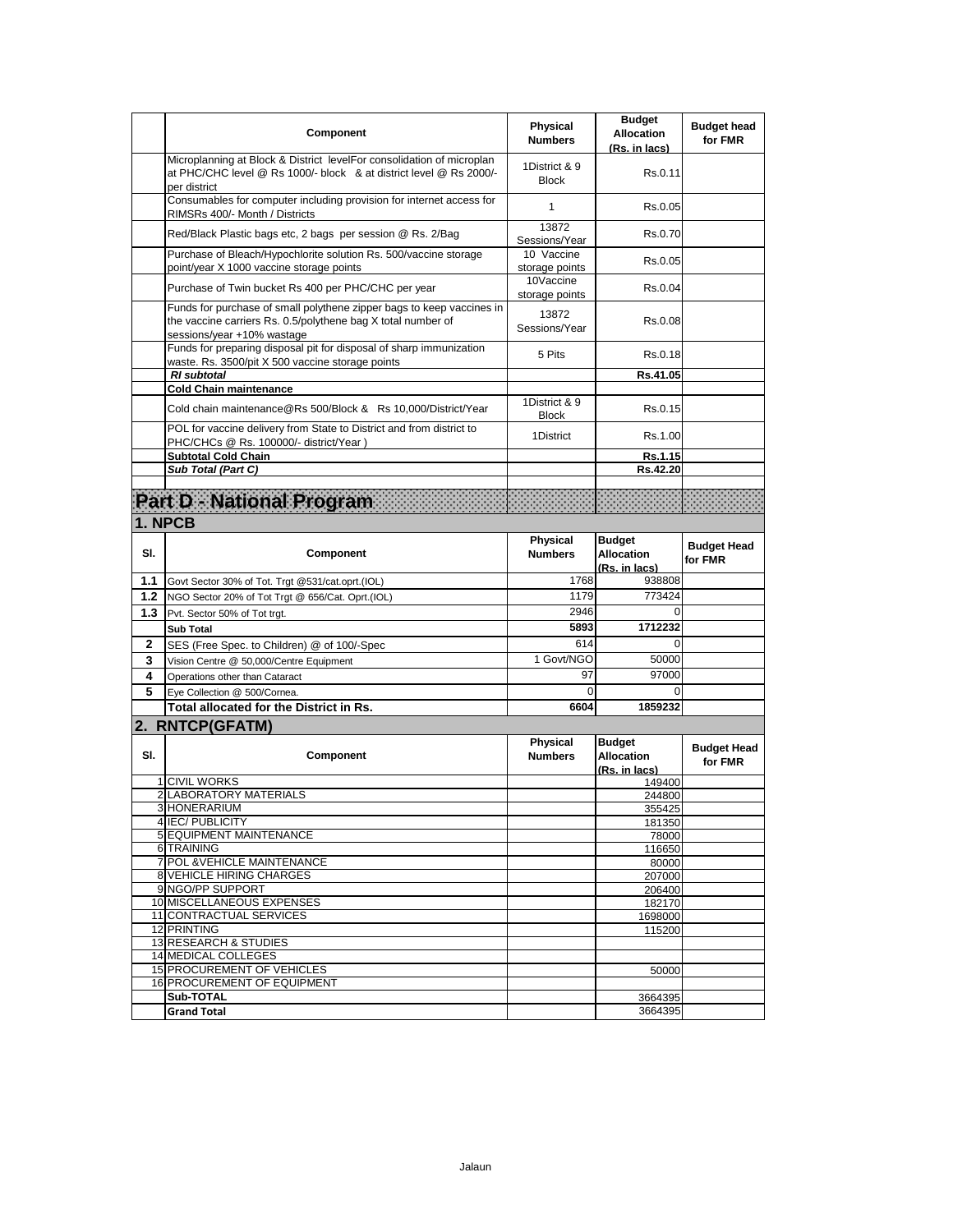| | Component | Physical Numbers | Budget Allocation (Rs. in lacs) | Budget head for FMR |
|---|---|---|---|---|
| | Microplanning at Block & District levelFor consolidation of microplan at PHC/CHC level @ Rs 1000/- block & at district level @ Rs 2000/- per district | 1District & 9 Block | Rs.0.11 | |
| | Consumables for computer including provision for internet access for RIMSRs 400/- Month / Districts | 1 | Rs.0.05 | |
| | Red/Black Plastic bags etc, 2 bags per session @ Rs. 2/Bag | 13872 Sessions/Year | Rs.0.70 | |
| | Purchase of Bleach/Hypochlorite solution Rs. 500/vaccine storage point/year X 1000 vaccine storage points | 10 Vaccine storage points | Rs.0.05 | |
| | Purchase of Twin bucket Rs 400 per PHC/CHC per year | 10Vaccine storage points | Rs.0.04 | |
| | Funds for purchase of small polythene zipper bags to keep vaccines in the vaccine carriers Rs. 0.5/polythene bag X total number of sessions/year +10% wastage | 13872 Sessions/Year | Rs.0.08 | |
| | Funds for preparing disposal pit for disposal of sharp immunization waste. Rs. 3500/pit X 500 vaccine storage points | 5 Pits | Rs.0.18 | |
| | ***RI subtotal*** | | **Rs.41.05** | |
| | **Cold Chain maintenance** | | | |
| | Cold chain maintenance@Rs 500/Block & Rs 10,000/District/Year | 1District & 9 Block | Rs.0.15 | |
| | POL for vaccine delivery from State to District and from district to PHC/CHCs @ Rs. 100000/- district/Year ) | 1District | Rs.1.00 | |
| | **Subtotal Cold Chain** | | **Rs.1.15** | |
| | ***Sub Total (Part C)*** | | **Rs.42.20** | |

# Part D - National Program

## 1. NPCB

| Sl. | Component | Physical Numbers | Budget Allocation (Rs. in lacs) | Budget Head for FMR |
|---|---|---|---|---|
| **1.1** | Govt Sector 30% of Tot. Trgt @531/cat.oprt.(IOL) | 1768 | 938808 | |
| **1.2** | NGO Sector 20% of Tot Trgt @ 656/Cat. Oprt.(IOL) | 1179 | 773424 | |
| **1.3** | Pvt. Sector 50% of Tot trgt. | 2946 | 0 | |
| | **Sub Total** | **5893** | **1712232** | |
| **2** | SES (Free Spec. to Children) @ of 100/-Spec | 614 | 0 | |
| **3** | Vision Centre @ 50,000/Centre Equipment | 1 Govt/NGO | 50000 | |
| **4** | Operations other than Cataract | 97 | 97000 | |
| **5** | Eye Collection @ 500/Cornea. | 0 | 0 | |
| | **Total allocated for the District in Rs.** | **6604** | **1859232** | |

## 2. RNTCP(GFATM)

| Sl. | Component | Physical Numbers | Budget Allocation (Rs. in lacs) | Budget Head for FMR |
|---|---|---|---|---|
| 1 | CIVIL WORKS | | 149400 | |
| 2 | LABORATORY MATERIALS | | 244800 | |
| 3 | HONERARIUM | | 355425 | |
| 4 | IEC/ PUBLICITY | | 181350 | |
| 5 | EQUIPMENT MAINTENANCE | | 78000 | |
| 6 | TRAINING | | 116650 | |
| 7 | POL &VEHICLE MAINTENANCE | | 80000 | |
| 8 | VEHICLE HIRING CHARGES | | 207000 | |
| 9 | NGO/PP SUPPORT | | 206400 | |
| 10 | MISCELLANEOUS EXPENSES | | 182170 | |
| 11 | CONTRACTUAL SERVICES | | 1698000 | |
| 12 | PRINTING | | 115200 | |
| 13 | RESEARCH & STUDIES | | | |
| 14 | MEDICAL COLLEGES | | | |
| 15 | PROCUREMENT OF VEHICLES | | 50000 | |
| 16 | PROCUREMENT OF EQUIPMENT | | | |
| | **Sub-TOTAL** | | 3664395 | |
| | **Grand Total** | | 3664395 | |

Jalaun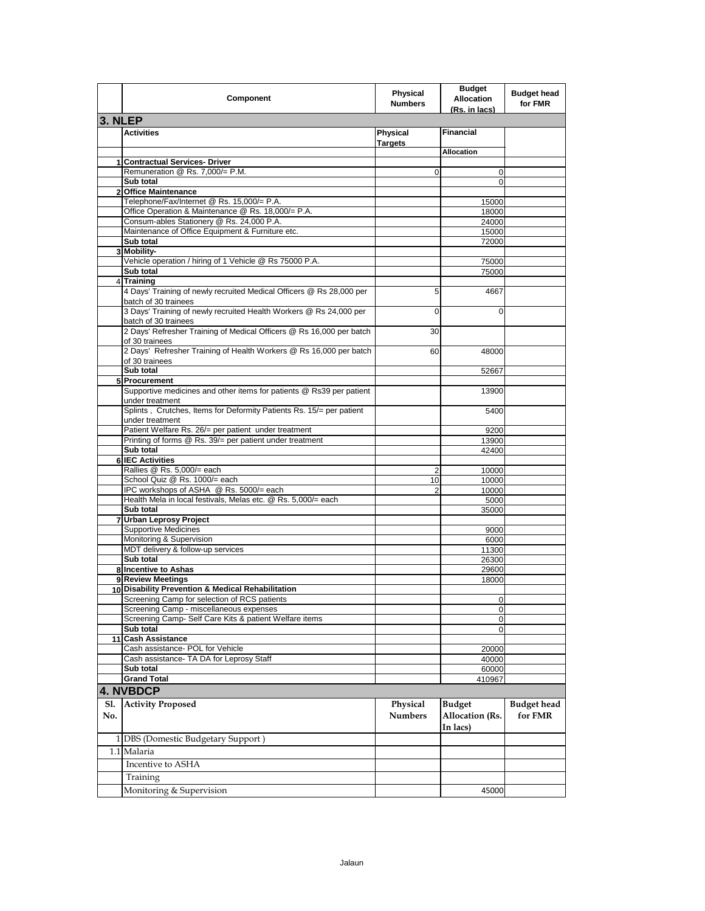| | Component | Physical Numbers | Budget Allocation (Rs. in lacs) | Budget head for FMR |
|---|---|---|---|---|
| **3. NLEP** | | | | |
| | **Activities** | **Physical Targets** | **Financial** | |
| | | | **Allocation** | |
| 1 | **Contractual Services- Driver** | | | |
| | Remuneration @ Rs. 7,000/= P.M. | 0 | 0 | |
| | **Sub total** | | 0 | |
| 2 | **Office Maintenance** | | | |
| | Telephone/Fax/Internet @ Rs. 15,000/= P.A. | | 15000 | |
| | Office Operation & Maintenance @ Rs. 18,000/= P.A. | | 18000 | |
| | Consum-ables Stationery @ Rs. 24,000 P.A. | | 24000 | |
| | Maintenance of Office Equipment & Furniture etc. | | 15000 | |
| | **Sub total** | | 72000 | |
| 3 | **Mobility-** | | | |
| | Vehicle operation / hiring of 1 Vehicle @ Rs 75000 P.A. | | 75000 | |
| | **Sub total** | | 75000 | |
| 4 | **Training** | | | |
| | 4 Days' Training of newly recruited Medical Officers @ Rs 28,000 per batch of 30 trainees | 5 | 4667 | |
| | 3 Days' Training of newly recruited Health Workers @ Rs 24,000 per batch of 30 trainees | 0 | 0 | |
| | 2 Days' Refresher Training of Medical Officers @ Rs 16,000 per batch of 30 trainees | 30 | | |
| | 2 Days' Refresher Training of Health Workers @ Rs 16,000 per batch of 30 trainees | 60 | 48000 | |
| | **Sub total** | | 52667 | |
| 5 | **Procurement** | | | |
| | Supportive medicines and other items for patients @ Rs39 per patient under treatment | | 13900 | |
| | Splints , Crutches, Items for Deformity Patients Rs. 15/= per patient under treatment | | 5400 | |
| | Patient Welfare Rs. 26/= per patient under treatment | | 9200 | |
| | Printing of forms @ Rs. 39/= per patient under treatment | | 13900 | |
| | **Sub total** | | 42400 | |
| 6 | **IEC Activities** | | | |
| | Rallies @ Rs. 5,000/= each | 2 | 10000 | |
| | School Quiz @ Rs. 1000/= each | 10 | 10000 | |
| | IPC workshops of ASHA @ Rs. 5000/= each | 2 | 10000 | |
| | Health Mela in local festivals, Melas etc. @ Rs. 5,000/= each | | 5000 | |
| | **Sub total** | | 35000 | |
| 7 | **Urban Leprosy Project** | | | |
| | Supportive Medicines | | 9000 | |
| | Monitoring & Supervision | | 6000 | |
| | MDT delivery & follow-up services | | 11300 | |
| | **Sub total** | | 26300 | |
| 8 | **Incentive to Ashas** | | 29600 | |
| 9 | **Review Meetings** | | 18000 | |
| 10 | **Disability Prevention & Medical Rehabilitation** | | | |
| | Screening Camp for selection of RCS patients | | 0 | |
| | Screening Camp - miscellaneous expenses | | 0 | |
| | Screening Camp- Self Care Kits & patient Welfare items | | 0 | |
| | **Sub total** | | 0 | |
| 11 | **Cash Assistance** | | | |
| | Cash assistance- POL for Vehicle | | 20000 | |
| | Cash assistance- TA DA for Leprosy Staff | | 40000 | |
| | **Sub total** | | 60000 | |
| | **Grand Total** | | 410967 | |
| **4. NVBDCP** | | | | |
| **Sl. No.** | **Activity Proposed** | **Physical Numbers** | **Budget Allocation (Rs. In lacs)** | **Budget head for FMR** |
| 1 | DBS (Domestic Budgetary Support ) | | | |
| 1.1 | Malaria | | | |
| | Incentive to ASHA | | | |
| | Training | | | |
| | Monitoring & Supervision | | 45000 | |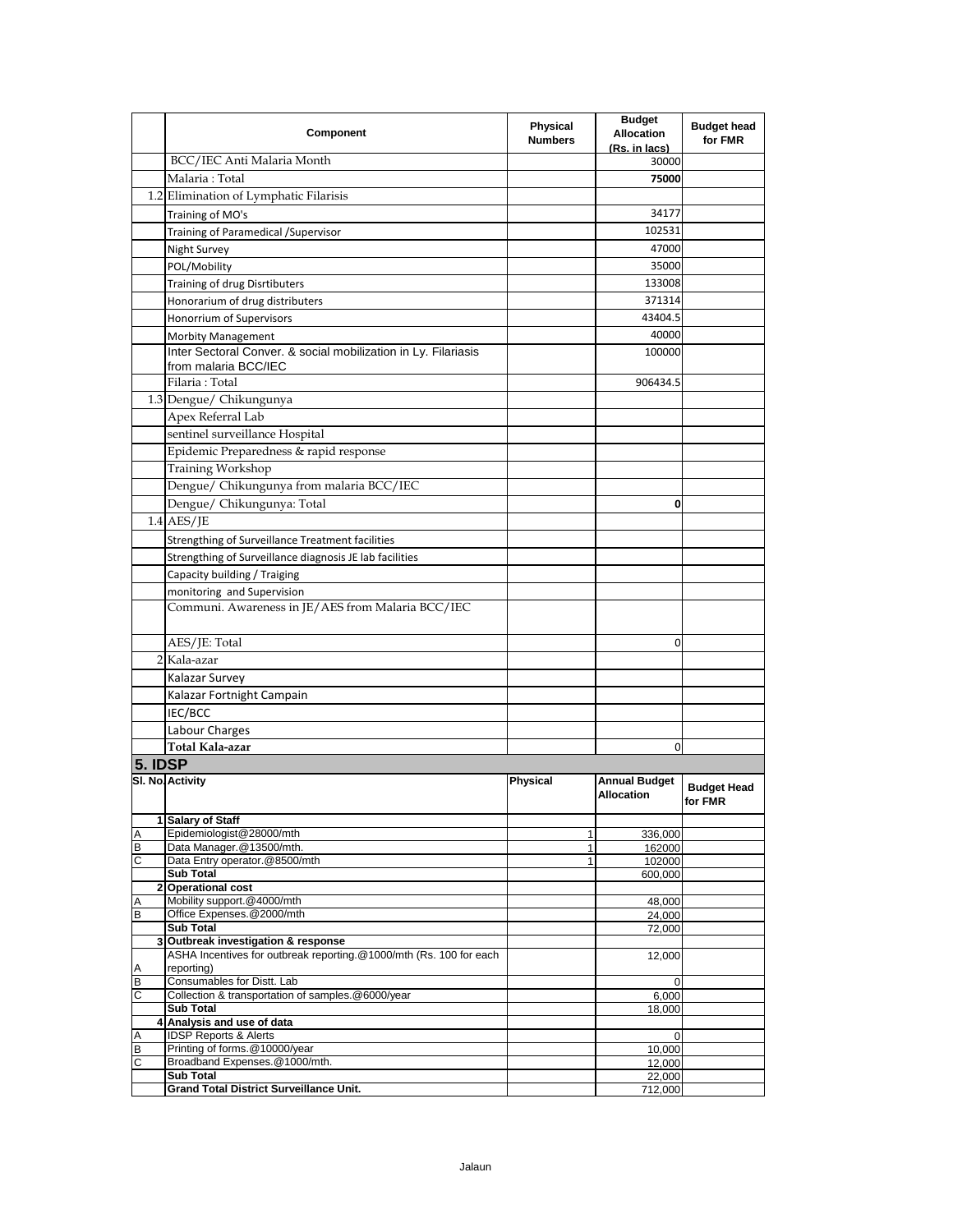| | Component | Physical Numbers | Budget Allocation (Rs. in lacs) | Budget head for FMR |
|---|---|---|---|---|
| | BCC/IEC Anti Malaria Month | | 30000 | |
| | Malaria : Total | | **75000** | |
| 1.2 | Elimination of Lymphatic Filarisis | | | |
| | Training of MO's | | 34177 | |
| | Training of Paramedical /Supervisor | | 102531 | |
| | Night Survey | | 47000 | |
| | POL/Mobility | | 35000 | |
| | Training of drug Disrtibuters | | 133008 | |
| | Honorarium of drug distributers | | 371314 | |
| | Honorrium of Supervisors | | 43404.5 | |
| | Morbity Management | | 40000 | |
| | Inter Sectoral Conver. & social mobilization in Ly. Filariasis from malaria BCC/IEC | | 100000 | |
| | Filaria : Total | | 906434.5 | |
| 1.3 | Dengue/ Chikungunya | | | |
| | Apex Referral Lab | | | |
| | sentinel surveillance Hospital | | | |
| | Epidemic Preparedness & rapid response | | | |
| | Training Workshop | | | |
| | Dengue/ Chikungunya from malaria BCC/IEC | | | |
| | Dengue/ Chikungunya: Total | | **0** | |
| 1.4 | AES/JE | | | |
| | Strengthing of Surveillance Treatment facilities | | | |
| | Strengthing of Surveillance diagnosis JE lab facilities | | | |
| | Capacity building / Traiging | | | |
| | monitoring and Supervision | | | |
| | Communi. Awareness in JE/AES from Malaria BCC/IEC | | | |
| | AES/JE: Total | | 0 | |
| 2 | Kala-azar | | | |
| | Kalazar Survey | | | |
| | Kalazar Fortnight Campain | | | |
| | IEC/BCC | | | |
| | Labour Charges | | | |
| | **Total Kala-azar** | | 0 | |

## 5. IDSP

| Sl. No. | Activity | Physical | Annual Budget Allocation | Budget Head for FMR |
|---|---|---|---|---|
| 1 | **Salary of Staff** | | | |
| A | Epidemiologist@28000/mth | 1 | 336,000 | |
| B | Data Manager.@13500/mth. | 1 | 162000 | |
| C | Data Entry operator.@8500/mth | 1 | 102000 | |
| | **Sub Total** | | 600,000 | |
| 2 | **Operational cost** | | | |
| A | Mobility support.@4000/mth | | 48,000 | |
| B | Office Expenses.@2000/mth | | 24,000 | |
| | **Sub Total** | | 72,000 | |
| 3 | **Outbreak investigation & response** | | | |
| A | ASHA Incentives for outbreak reporting.@1000/mth (Rs. 100 for each reporting) | | 12,000 | |
| B | Consumables for Distt. Lab | | 0 | |
| C | Collection & transportation of samples.@6000/year | | 6,000 | |
| | **Sub Total** | | 18,000 | |
| 4 | **Analysis and use of data** | | | |
| A | IDSP Reports & Alerts | | 0 | |
| B | Printing of forms.@10000/year | | 10,000 | |
| C | Broadband Expenses.@1000/mth. | | 12,000 | |
| | **Sub Total** | | 22,000 | |
| | **Grand Total District Surveillance Unit.** | | 712,000 | |